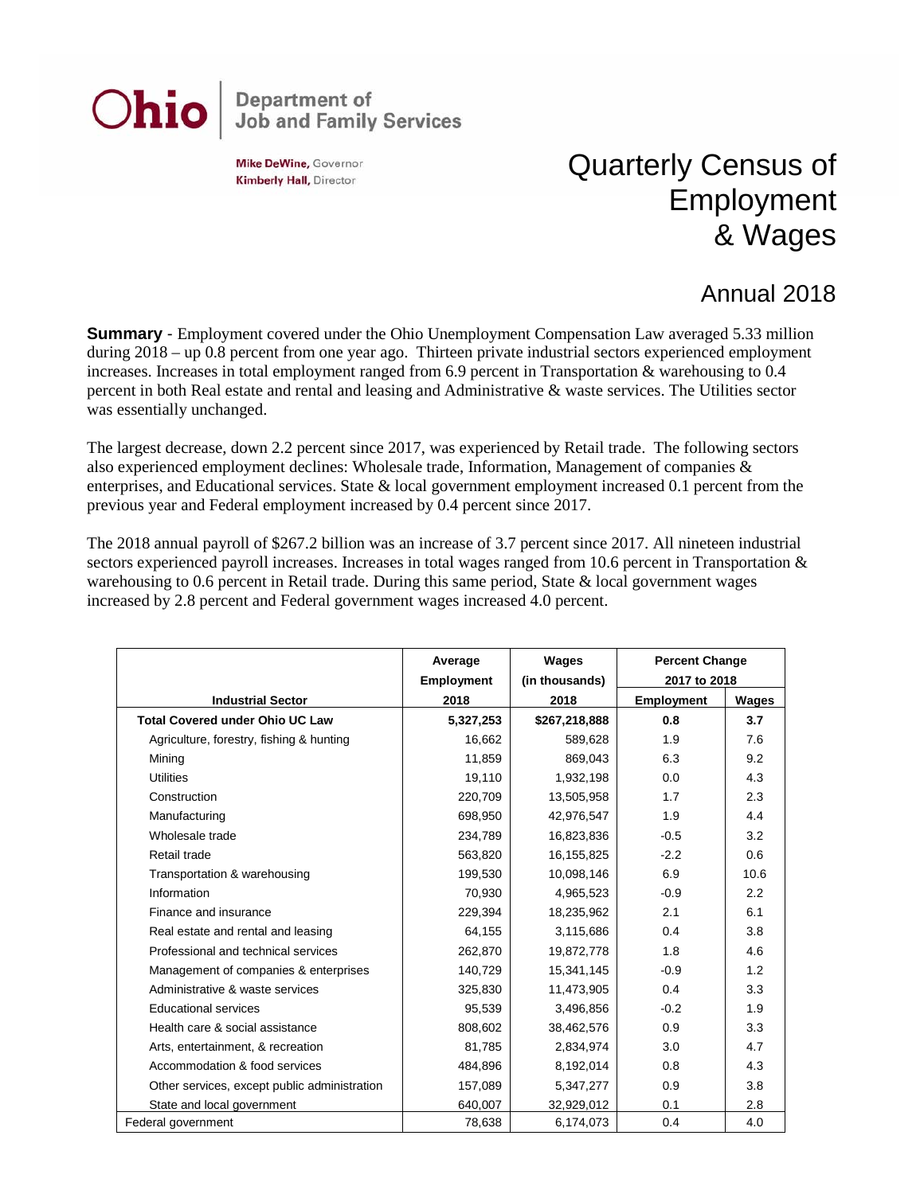Ohio | Department of Job and Family Services

**Mike DeWine,** Governor
**Kimberly Hall,** Director

# Quarterly Census of Employment & Wages

## Annual 2018

**Summary** - Employment covered under the Ohio Unemployment Compensation Law averaged 5.33 million during 2018 – up 0.8 percent from one year ago. Thirteen private industrial sectors experienced employment increases. Increases in total employment ranged from 6.9 percent in Transportation & warehousing to 0.4 percent in both Real estate and rental and leasing and Administrative & waste services. The Utilities sector was essentially unchanged.

The largest decrease, down 2.2 percent since 2017, was experienced by Retail trade. The following sectors also experienced employment declines: Wholesale trade, Information, Management of companies & enterprises, and Educational services. State & local government employment increased 0.1 percent from the previous year and Federal employment increased by 0.4 percent since 2017.

The 2018 annual payroll of $267.2 billion was an increase of 3.7 percent since 2017. All nineteen industrial sectors experienced payroll increases. Increases in total wages ranged from 10.6 percent in Transportation & warehousing to 0.6 percent in Retail trade. During this same period, State & local government wages increased by 2.8 percent and Federal government wages increased 4.0 percent.

| Industrial Sector | Average Employment 2018 | Wages (in thousands) 2018 | Percent Change 2017 to 2018 | |
|---|---|---|---|---|
| | | | Employment | Wages |
| **Total Covered under Ohio UC Law** | **5,327,253** | **$267,218,888** | **0.8** | **3.7** |
| Agriculture, forestry, fishing & hunting | 16,662 | 589,628 | 1.9 | 7.6 |
| Mining | 11,859 | 869,043 | 6.3 | 9.2 |
| Utilities | 19,110 | 1,932,198 | 0.0 | 4.3 |
| Construction | 220,709 | 13,505,958 | 1.7 | 2.3 |
| Manufacturing | 698,950 | 42,976,547 | 1.9 | 4.4 |
| Wholesale trade | 234,789 | 16,823,836 | -0.5 | 3.2 |
| Retail trade | 563,820 | 16,155,825 | -2.2 | 0.6 |
| Transportation & warehousing | 199,530 | 10,098,146 | 6.9 | 10.6 |
| Information | 70,930 | 4,965,523 | -0.9 | 2.2 |
| Finance and insurance | 229,394 | 18,235,962 | 2.1 | 6.1 |
| Real estate and rental and leasing | 64,155 | 3,115,686 | 0.4 | 3.8 |
| Professional and technical services | 262,870 | 19,872,778 | 1.8 | 4.6 |
| Management of companies & enterprises | 140,729 | 15,341,145 | -0.9 | 1.2 |
| Administrative & waste services | 325,830 | 11,473,905 | 0.4 | 3.3 |
| Educational services | 95,539 | 3,496,856 | -0.2 | 1.9 |
| Health care & social assistance | 808,602 | 38,462,576 | 0.9 | 3.3 |
| Arts, entertainment, & recreation | 81,785 | 2,834,974 | 3.0 | 4.7 |
| Accommodation & food services | 484,896 | 8,192,014 | 0.8 | 4.3 |
| Other services, except public administration | 157,089 | 5,347,277 | 0.9 | 3.8 |
| State and local government | 640,007 | 32,929,012 | 0.1 | 2.8 |
| Federal government | 78,638 | 6,174,073 | 0.4 | 4.0 |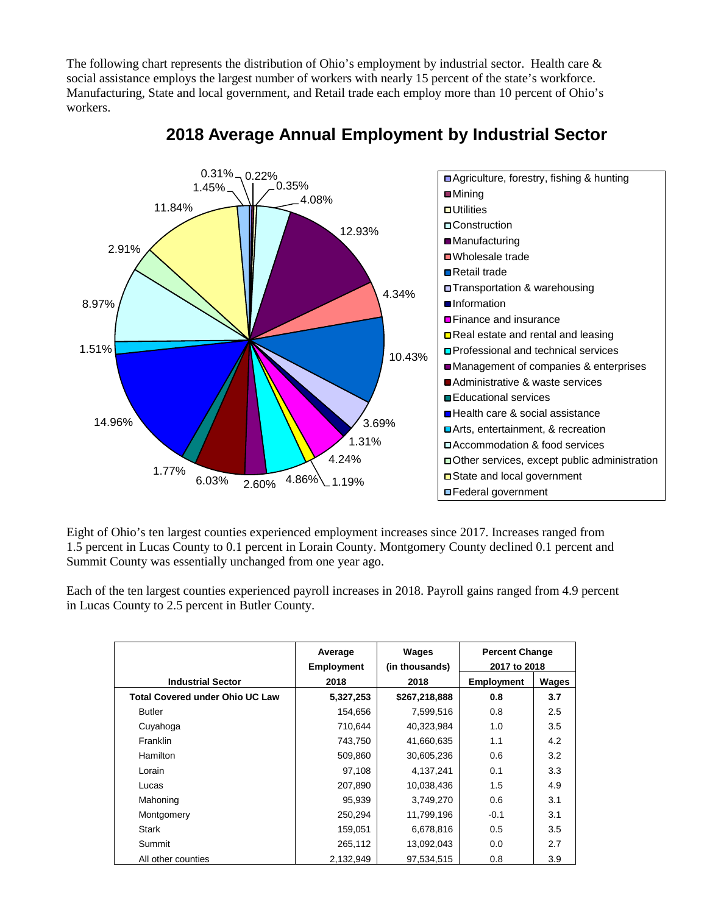The following chart represents the distribution of Ohio's employment by industrial sector. Health care & social assistance employs the largest number of workers with nearly 15 percent of the state's workforce. Manufacturing, State and local government, and Retail trade each employ more than 10 percent of Ohio's workers.

## 2018 Average Annual Employment by Industrial Sector

Eight of Ohio's ten largest counties experienced employment increases since 2017. Increases ranged from 1.5 percent in Lucas County to 0.1 percent in Lorain County. Montgomery County declined 0.1 percent and Summit County was essentially unchanged from one year ago.

Each of the ten largest counties experienced payroll increases in 2018. Payroll gains ranged from 4.9 percent in Lucas County to 2.5 percent in Butler County.

| Industrial Sector | Average Employment 2018 | Wages (in thousands) 2018 | Percent Change 2017 to 2018 | |
|---|---|---|---|---|
| | | | Employment | Wages |
| **Total Covered under Ohio UC Law** | **5,327,253** | **$267,218,888** | **0.8** | **3.7** |
| Butler | 154,656 | 7,599,516 | 0.8 | 2.5 |
| Cuyahoga | 710,644 | 40,323,984 | 1.0 | 3.5 |
| Franklin | 743,750 | 41,660,635 | 1.1 | 4.2 |
| Hamilton | 509,860 | 30,605,236 | 0.6 | 3.2 |
| Lorain | 97,108 | 4,137,241 | 0.1 | 3.3 |
| Lucas | 207,890 | 10,038,436 | 1.5 | 4.9 |
| Mahoning | 95,939 | 3,749,270 | 0.6 | 3.1 |
| Montgomery | 250,294 | 11,799,196 | -0.1 | 3.1 |
| Stark | 159,051 | 6,678,816 | 0.5 | 3.5 |
| Summit | 265,112 | 13,092,043 | 0.0 | 2.7 |
| All other counties | 2,132,949 | 97,534,515 | 0.8 | 3.9 |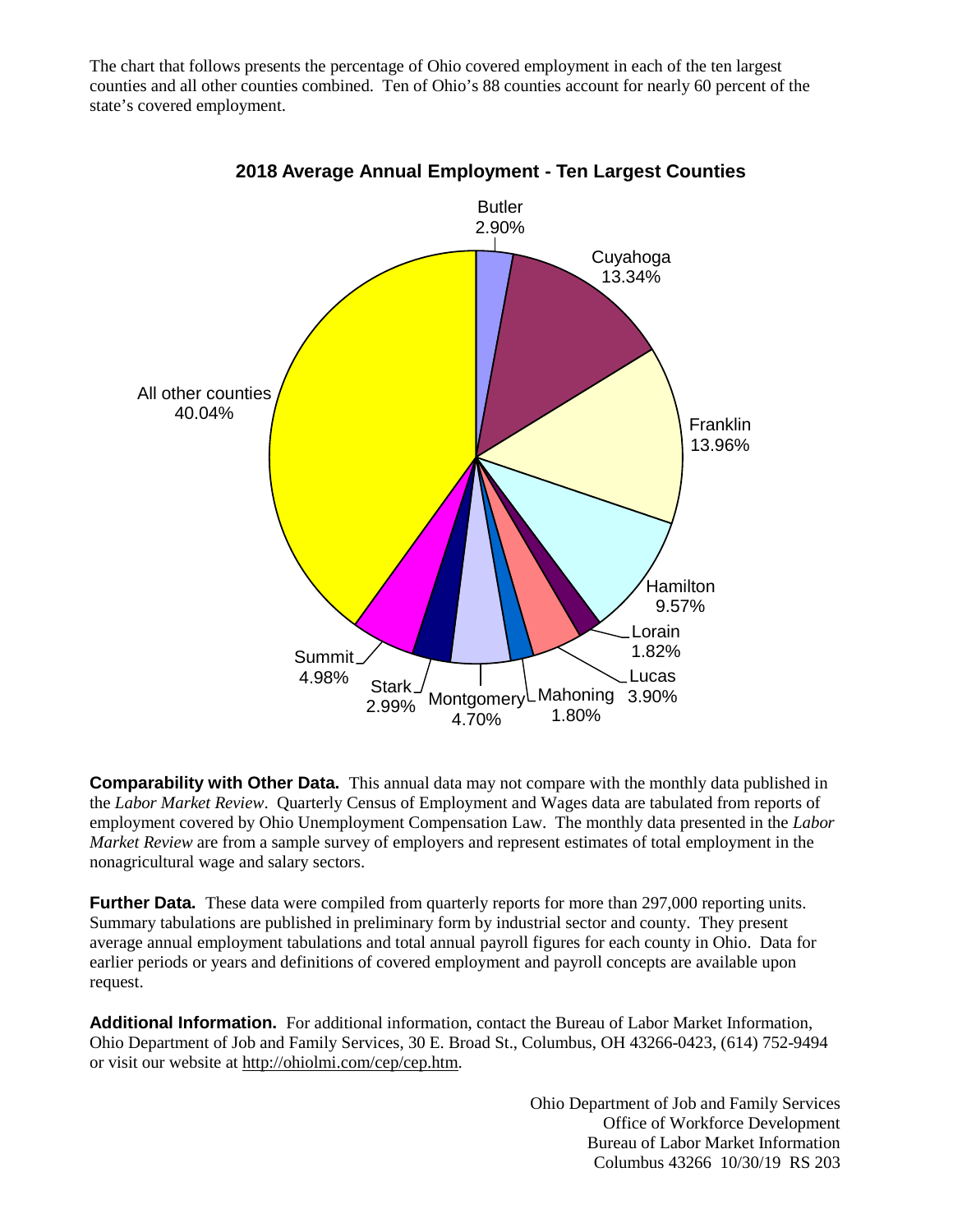The chart that follows presents the percentage of Ohio covered employment in each of the ten largest counties and all other counties combined. Ten of Ohio's 88 counties account for nearly 60 percent of the state's covered employment.

**2018 Average Annual Employment - Ten Largest Counties**

Butler
2.90%

Cuyahoga
13.34%

Franklin
13.96%

Hamilton
9.57%

Lorain
1.82%

Lucas
3.90%

Mahoning
1.80%

Montgomery
4.70%

Stark
2.99%

Summit
4.98%

All other counties
40.04%

**Comparability with Other Data.** This annual data may not compare with the monthly data published in the *Labor Market Review*. Quarterly Census of Employment and Wages data are tabulated from reports of employment covered by Ohio Unemployment Compensation Law. The monthly data presented in the *Labor Market Review* are from a sample survey of employers and represent estimates of total employment in the nonagricultural wage and salary sectors.

**Further Data.** These data were compiled from quarterly reports for more than 297,000 reporting units. Summary tabulations are published in preliminary form by industrial sector and county. They present average annual employment tabulations and total annual payroll figures for each county in Ohio. Data for earlier periods or years and definitions of covered employment and payroll concepts are available upon request.

**Additional Information.** For additional information, contact the Bureau of Labor Market Information, Ohio Department of Job and Family Services, 30 E. Broad St., Columbus, OH 43266-0423, (614) 752-9494 or visit our website at http://ohiolmi.com/cep/cep.htm.

Ohio Department of Job and Family Services
Office of Workforce Development
Bureau of Labor Market Information
Columbus 43266 10/30/19 RS 203